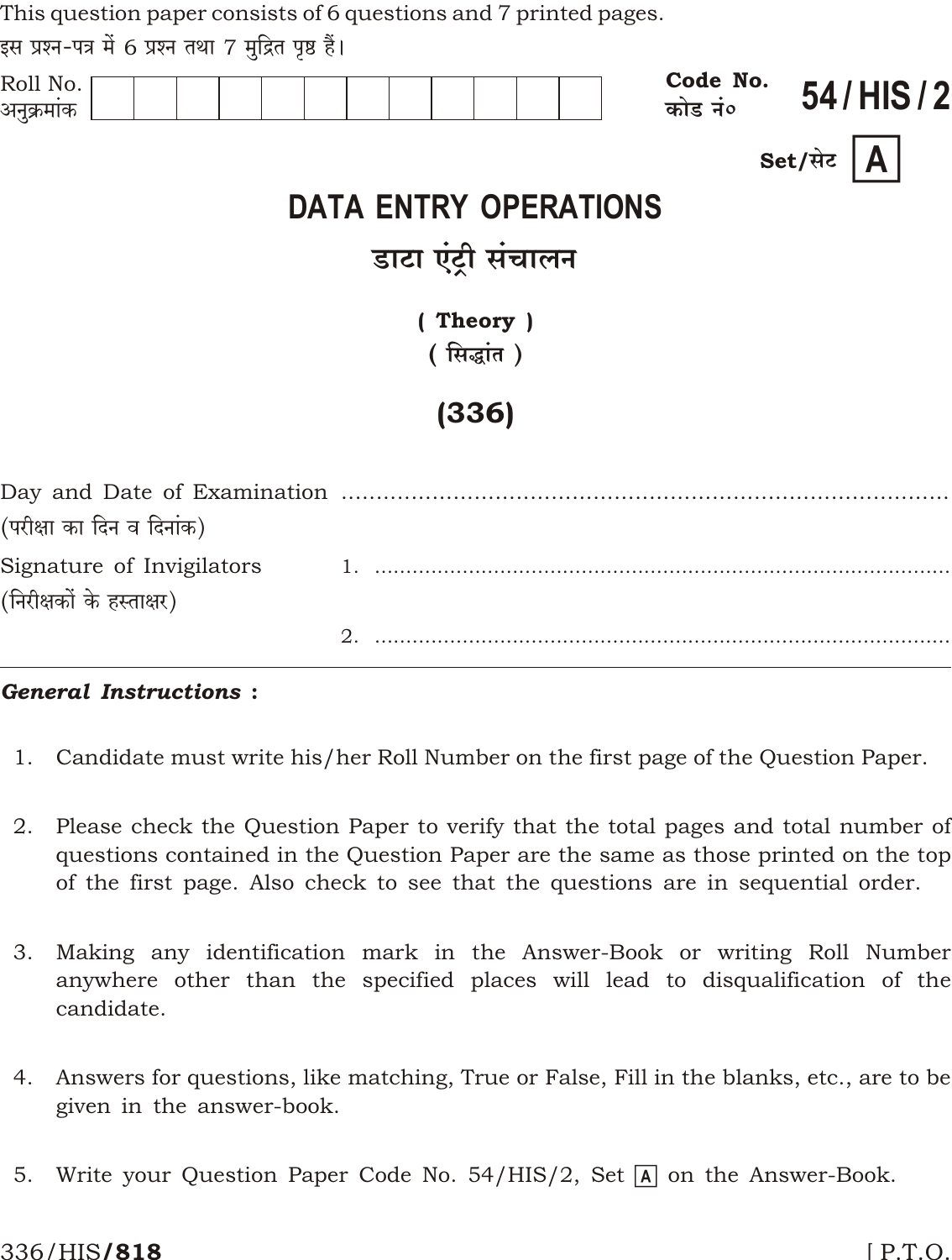This question paper consists of 6 questions and 7 printed pages.

इस प्रश्न-पत्र में 6 प्रश्न तथा 7 मुद्रित पृष्ठ हैं।

| Roll No. अनुक्रमांक | | | | | | | | | | | | |
|---|---|---|---|---|---|---|---|---|---|---|---|---|

**Code No.** कोड नं० **54 / HIS / 2**

**Set/सेट** **A**

# DATA ENTRY OPERATIONS

## डाटा एंट्री संचालन

**( Theory )**

**( सिद्धांत )**

**(336)**

Day and Date of Examination ..........................................................................

(परीक्षा का दिन व दिनांक)

Signature of Invigilators 1. ..........................................................................

(निरीक्षकों के हस्ताक्षर)

2. ..........................................................................

***General Instructions :***

1. Candidate must write his/her Roll Number on the first page of the Question Paper.

2. Please check the Question Paper to verify that the total pages and total number of questions contained in the Question Paper are the same as those printed on the top of the first page. Also check to see that the questions are in sequential order.

3. Making any identification mark in the Answer-Book or writing Roll Number anywhere other than the specified places will lead to disqualification of the candidate.

4. Answers for questions, like matching, True or False, Fill in the blanks, etc., are to be given in the answer-book.

5. Write your Question Paper Code No. 54/HIS/2, Set A on the Answer-Book.

336/HIS/**818**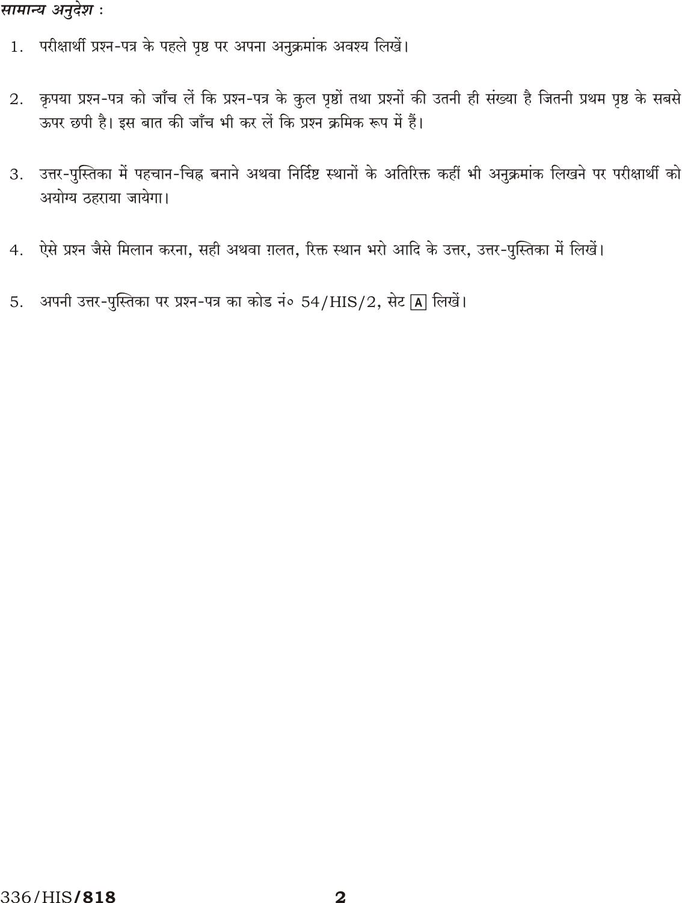*सामान्य अनुदेश :*

1. परीक्षार्थी प्रश्न-पत्र के पहले पृष्ठ पर अपना अनुक्रमांक अवश्य लिखें।
2. कृपया प्रश्न-पत्र को जाँच लें कि प्रश्न-पत्र के कुल पृष्ठों तथा प्रश्नों की उतनी ही संख्या है जितनी प्रथम पृष्ठ के सबसे ऊपर छपी है। इस बात की जाँच भी कर लें कि प्रश्न क्रमिक रूप में हैं।
3. उत्तर-पुस्तिका में पहचान-चिह्न बनाने अथवा निर्दिष्ट स्थानों के अतिरिक्त कहीं भी अनुक्रमांक लिखने पर परीक्षार्थी को अयोग्य ठहराया जायेगा।
4. ऐसे प्रश्न जैसे मिलान करना, सही अथवा ग़लत, रिक्त स्थान भरो आदि के उत्तर, उत्तर-पुस्तिका में लिखें।
5. अपनी उत्तर-पुस्तिका पर प्रश्न-पत्र का कोड नं० 54/HIS/2, सेट A लिखें।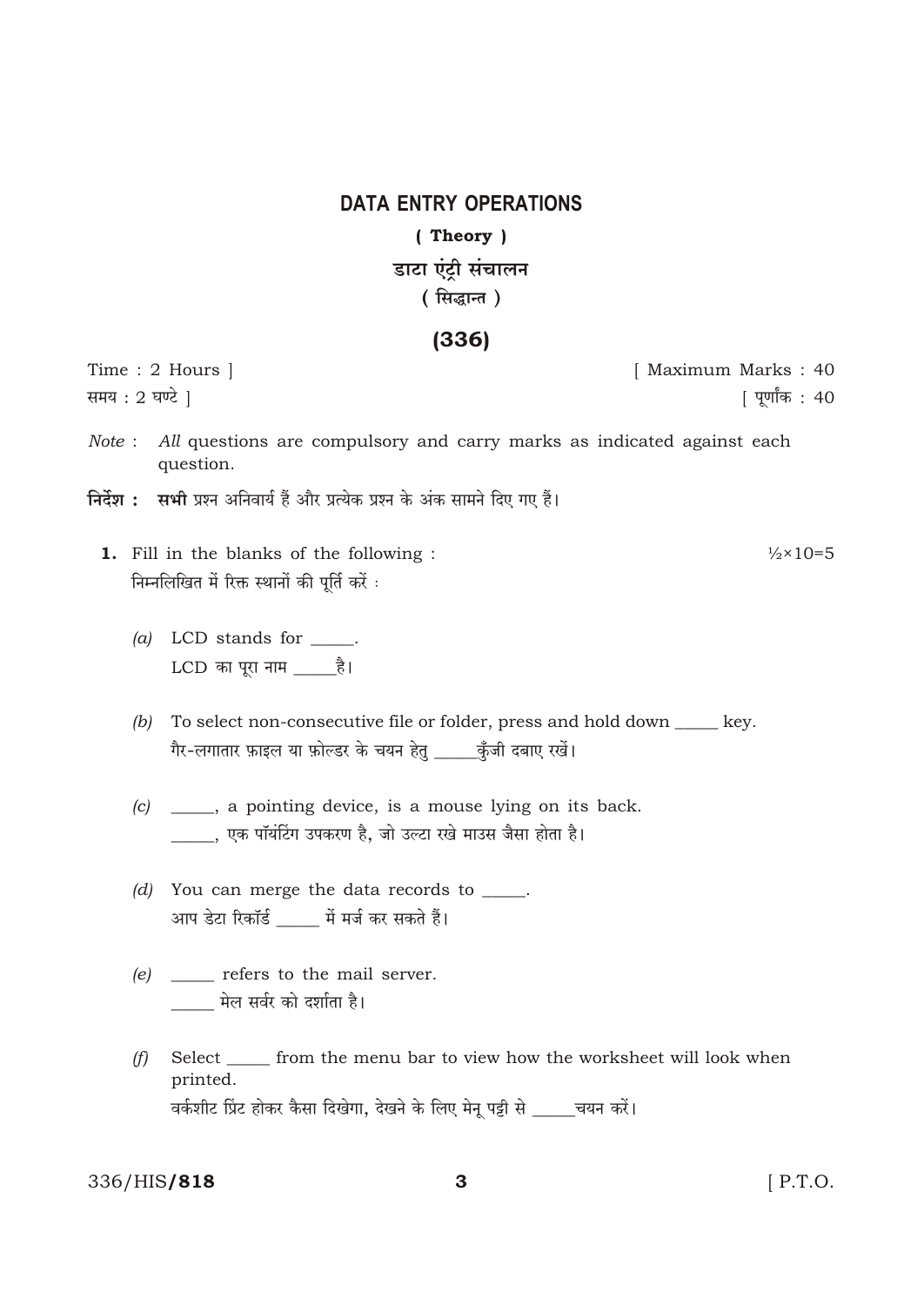# DATA ENTRY OPERATIONS

**( Theory )**

## डाटा एंट्री संचालन

**( सिद्धान्त )**

## (336)

Time : 2 Hours ] [ Maximum Marks : 40

समय : 2 घण्टे ] [ पूर्णांक : 40

*Note* : *All* questions are compulsory and carry marks as indicated against each question.

**निर्देश :** **सभी** प्रश्न अनिवार्य हैं और प्रत्येक प्रश्न के अंक सामने दिए गए हैं।

**1.** Fill in the blanks of the following : ½×10=5

निम्नलिखित में रिक्त स्थानों की पूर्ति करें :

*(a)* LCD stands for _____.

LCD का पूरा नाम _____है।

*(b)* To select non-consecutive file or folder, press and hold down _____ key.

गैर-लगातार फ़ाइल या फ़ोल्डर के चयन हेतु _____कुँजी दबाए रखें।

*(c)* _____, a pointing device, is a mouse lying on its back.

_____, एक पॉयंटिंग उपकरण है, जो उल्टा रखे माउस जैसा होता है।

*(d)* You can merge the data records to _____.

आप डेटा रिकॉर्ड _____ में मर्ज कर सकते हैं।

*(e)* _____ refers to the mail server.

_____ मेल सर्वर को दर्शाता है।

*(f)* Select _____ from the menu bar to view how the worksheet will look when printed.

वर्कशीट प्रिंट होकर कैसा दिखेगा, देखने के लिए मेनू पट्टी से _____चयन करें।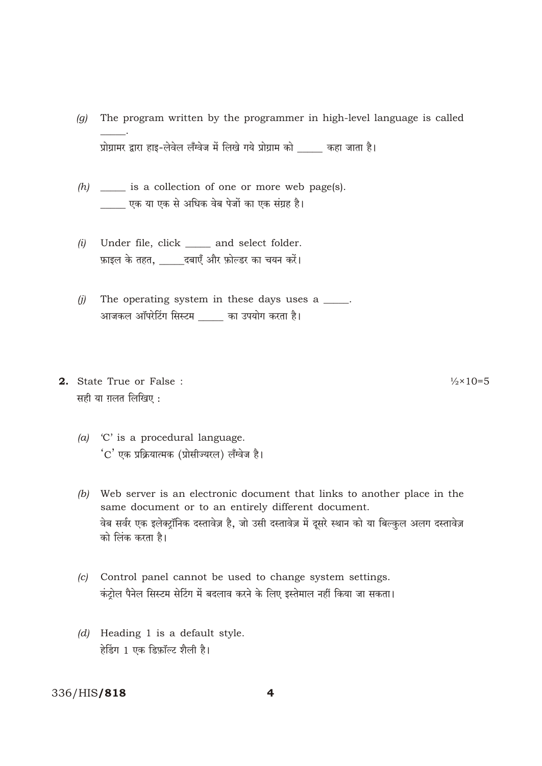(g) The program written by the programmer in high-level language is called _____.

प्रोग्रामर द्वारा हाइ-लेवेल लँग्वेज में लिखे गये प्रोग्राम को _____ कहा जाता है।

(h) _____ is a collection of one or more web page(s).

_____ एक या एक से अधिक वेब पेजों का एक संग्रह है।

(i) Under file, click _____ and select folder.

फ़ाइल के तहत, _____दबाएँ और फ़ोल्डर का चयन करें।

(j) The operating system in these days uses a _____.

आजकल ऑपरेटिंग सिस्टम _____ का उपयोग करता है।

**2.** State True or False : ½×10=5

सही या ग़लत लिखिए :

(a) 'C' is a procedural language.

'C' एक प्रक्रियात्मक (प्रोसीज्यरल) लँग्वेज है।

(b) Web server is an electronic document that links to another place in the same document or to an entirely different document.

वेब सर्वर एक इलेक्ट्रॉनिक दस्तावेज़ है, जो उसी दस्तावेज़ में दूसरे स्थान को या बिल्कुल अलग दस्तावेज़ को लिंक करता है।

(c) Control panel cannot be used to change system settings.

कंट्रोल पैनेल सिस्टम सेटिंग में बदलाव करने के लिए इस्तेमाल नहीं किया जा सकता।

(d) Heading 1 is a default style.

हेडिंग 1 एक डिफ़ॉल्ट शैली है।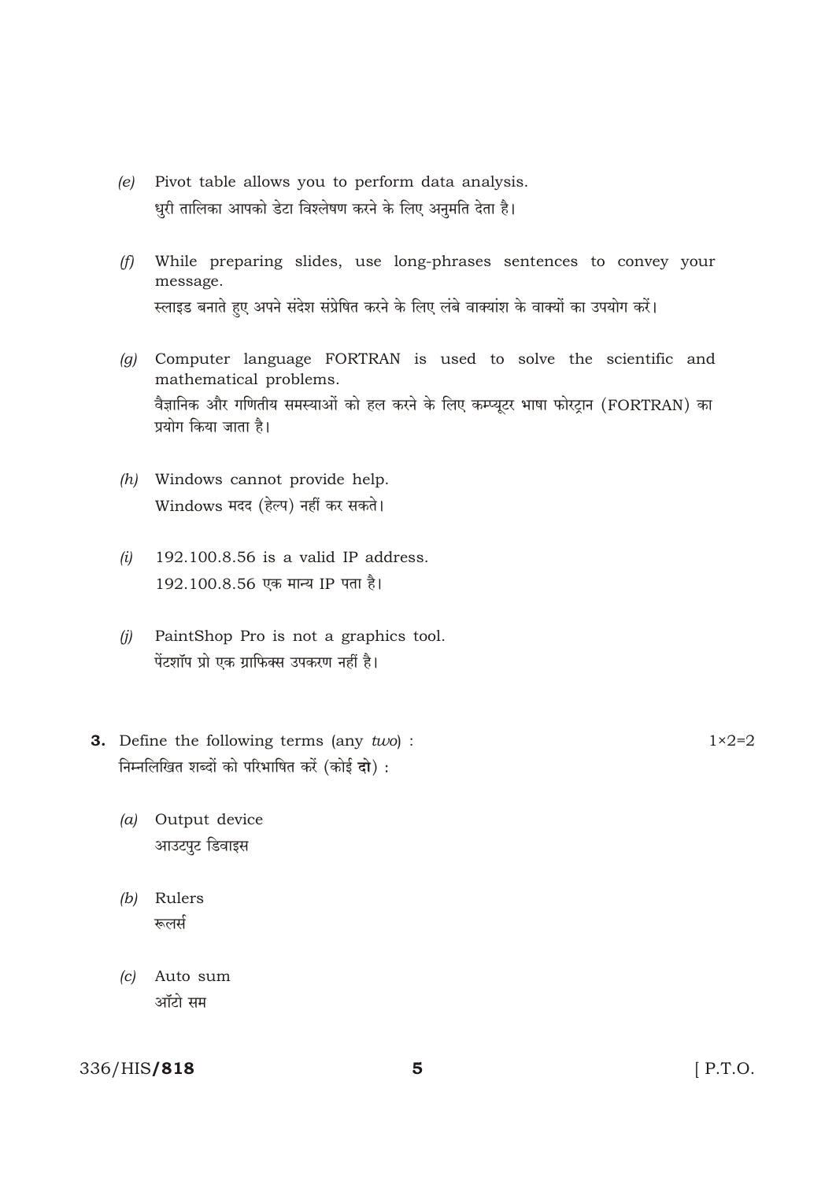(e) Pivot table allows you to perform data analysis.
धुरी तालिका आपको डेटा विश्लेषण करने के लिए अनुमति देता है।

(f) While preparing slides, use long-phrases sentences to convey your message.
स्लाइड बनाते हुए अपने संदेश संप्रेषित करने के लिए लंबे वाक्यांश के वाक्यों का उपयोग करें।

(g) Computer language FORTRAN is used to solve the scientific and mathematical problems.
वैज्ञानिक और गणितीय समस्याओं को हल करने के लिए कम्प्यूटर भाषा फोरट्रान (FORTRAN) का प्रयोग किया जाता है।

(h) Windows cannot provide help.
Windows मदद (हेल्प) नहीं कर सकते।

(i) 192.100.8.56 is a valid IP address.
192.100.8.56 एक मान्य IP पता है।

(j) PaintShop Pro is not a graphics tool.
पेंटशॉप प्रो एक ग्राफिक्स उपकरण नहीं है।

**3.** Define the following terms (any *two*) : 1×2=2
निम्नलिखित शब्दों को परिभाषित करें (कोई **दो**) :

(a) Output device
आउटपुट डिवाइस

(b) Rulers
रूलर्स

(c) Auto sum
ऑटो सम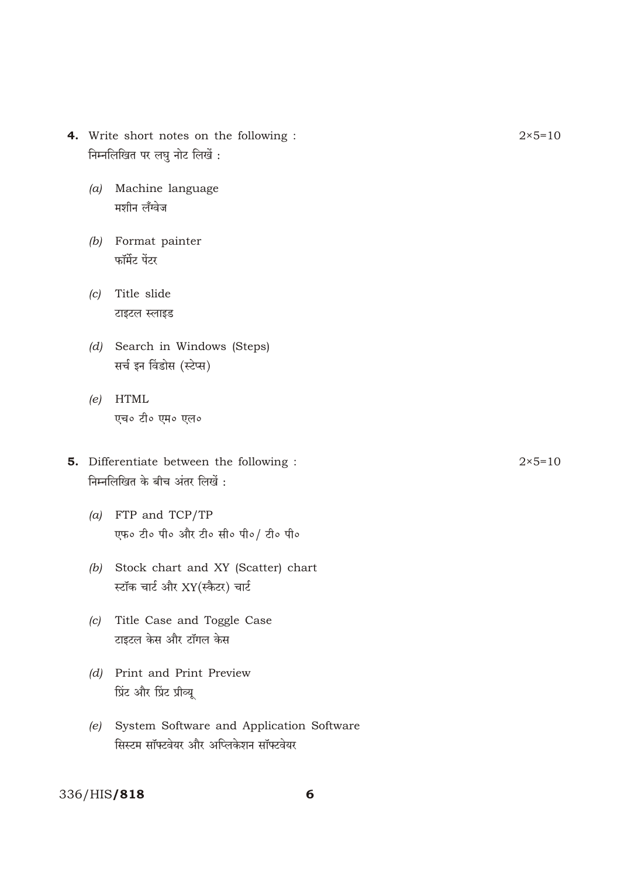**4.** Write short notes on the following : $2 \times 5 = 10$

निम्नलिखित पर लघु नोट लिखें :

(a) Machine language
मशीन लँग्वेज

(b) Format painter
फॉर्मेट पेंटर

(c) Title slide
टाइटल स्लाइड

(d) Search in Windows (Steps)
सर्च इन विंडोस (स्टेप्स)

(e) HTML
एच॰ टी॰ एम॰ एल॰

**5.** Differentiate between the following : $2 \times 5 = 10$

निम्नलिखित के बीच अंतर लिखें :

(a) FTP and TCP/TP
एफ॰ टी॰ पी॰ और टी॰ सी॰ पी॰/ टी॰ पी॰

(b) Stock chart and XY (Scatter) chart
स्टॉक चार्ट और XY(स्कैटर) चार्ट

(c) Title Case and Toggle Case
टाइटल केस और टॉगल केस

(d) Print and Print Preview
प्रिंट और प्रिंट प्रीव्यू

(e) System Software and Application Software
सिस्टम सॉफ्टवेयर और अप्लिकेशन सॉफ्टवेयर

336/HIS/**818**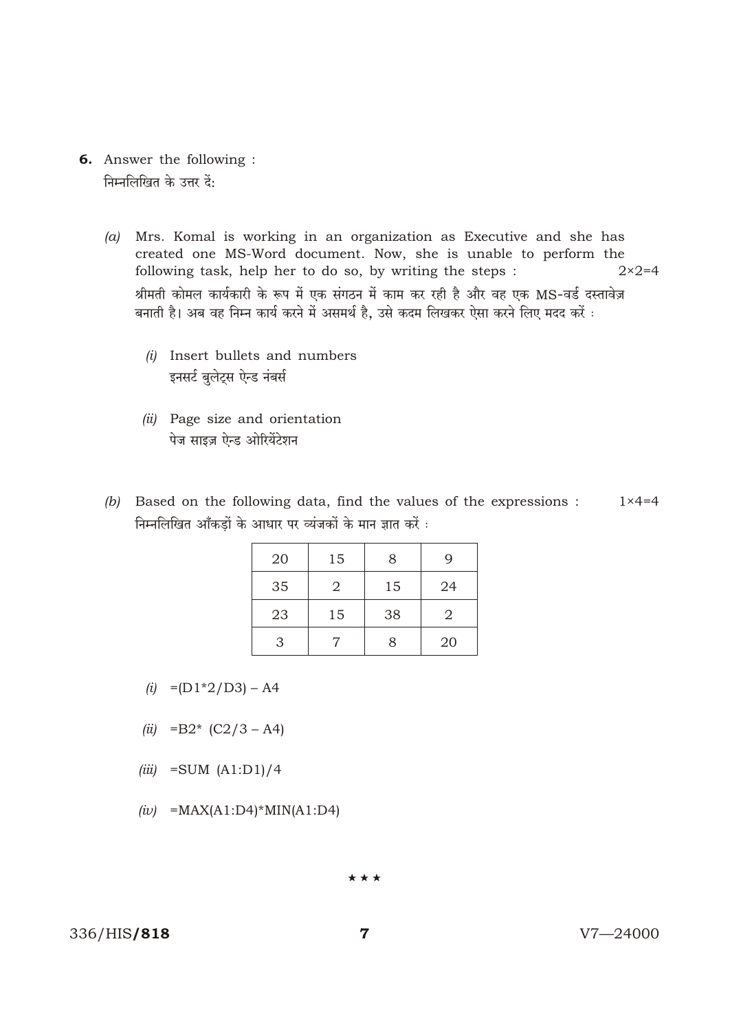**6.** Answer the following :

निम्नलिखित के उत्तर दें:

*(a)* Mrs. Komal is working in an organization as Executive and she has created one MS-Word document. Now, she is unable to perform the following task, help her to do so, by writing the steps : 2×2=4

श्रीमती कोमल कार्यकारी के रूप में एक संगठन में काम कर रही है और वह एक MS-वर्ड दस्तावेज़ बनाती है। अब वह निम्न कार्य करने में असमर्थ है, उसे कदम लिखकर ऐसा करने लिए मदद करें :

*(i)* Insert bullets and numbers
इनसर्ट बुलेट्स ऐन्ड नंबर्स

*(ii)* Page size and orientation
पेज साइज़ ऐन्ड ओरियेंटेशन

*(b)* Based on the following data, find the values of the expressions : 1×4=4

निम्नलिखित आँकड़ों के आधार पर व्यंजकों के मान ज्ञात करें :

| | | | |
|---|---|---|---|
| 20 | 15 | 8 | 9 |
| 35 | 2 | 15 | 24 |
| 23 | 15 | 38 | 2 |
| 3 | 7 | 8 | 20 |

*(i)* =(D1*2/D3) – A4

*(ii)* =B2* (C2/3 – A4)

*(iii)* =SUM (A1:D1)/4

*(iv)* =MAX(A1:D4)*MIN(A1:D4)

★ ★ ★